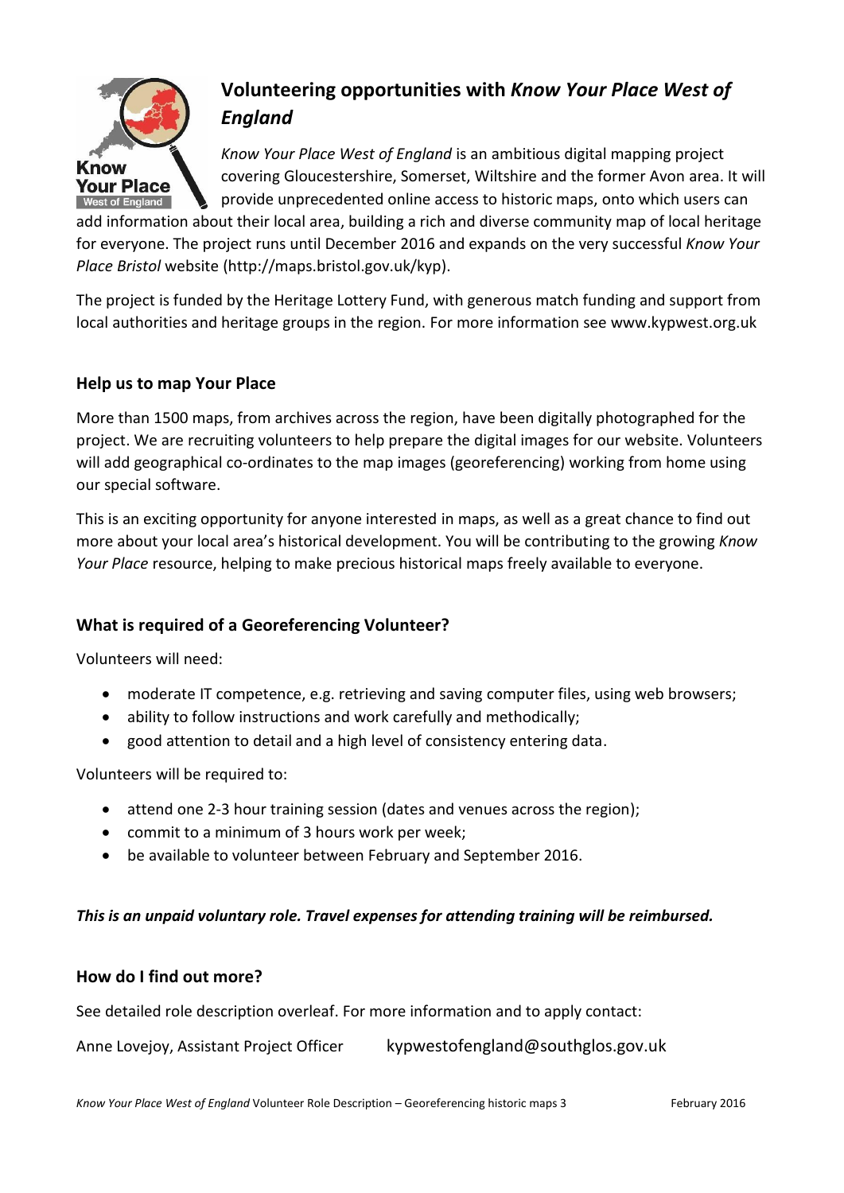# Volunteering opportunities with *Know Your Place West of England*

*Know Your Place West of England* is an ambitious digital mapping project covering Gloucestershire, Somerset, Wiltshire and the former Avon area. It will provide unprecedented online access to historic maps, onto which users can add information about their local area, building a rich and diverse community map of local heritage for everyone. The project runs until December 2016 and expands on the very successful *Know Your Place Bristol* website (http://maps.bristol.gov.uk/kyp).

The project is funded by the Heritage Lottery Fund, with generous match funding and support from local authorities and heritage groups in the region. For more information see www.kypwest.org.uk

## Help us to map Your Place

More than 1500 maps, from archives across the region, have been digitally photographed for the project. We are recruiting volunteers to help prepare the digital images for our website. Volunteers will add geographical co-ordinates to the map images (georeferencing) working from home using our special software.

This is an exciting opportunity for anyone interested in maps, as well as a great chance to find out more about your local area's historical development. You will be contributing to the growing *Know Your Place* resource, helping to make precious historical maps freely available to everyone.

## What is required of a Georeferencing Volunteer?

Volunteers will need:

- moderate IT competence, e.g. retrieving and saving computer files, using web browsers;
- ability to follow instructions and work carefully and methodically;
- good attention to detail and a high level of consistency entering data.

Volunteers will be required to:

- attend one 2-3 hour training session (dates and venues across the region);
- commit to a minimum of 3 hours work per week;
- be available to volunteer between February and September 2016.

***This is an unpaid voluntary role. Travel expenses for attending training will be reimbursed.***

## How do I find out more?

See detailed role description overleaf. For more information and to apply contact:

Anne Lovejoy, Assistant Project Officer kypwestofengland@southglos.gov.uk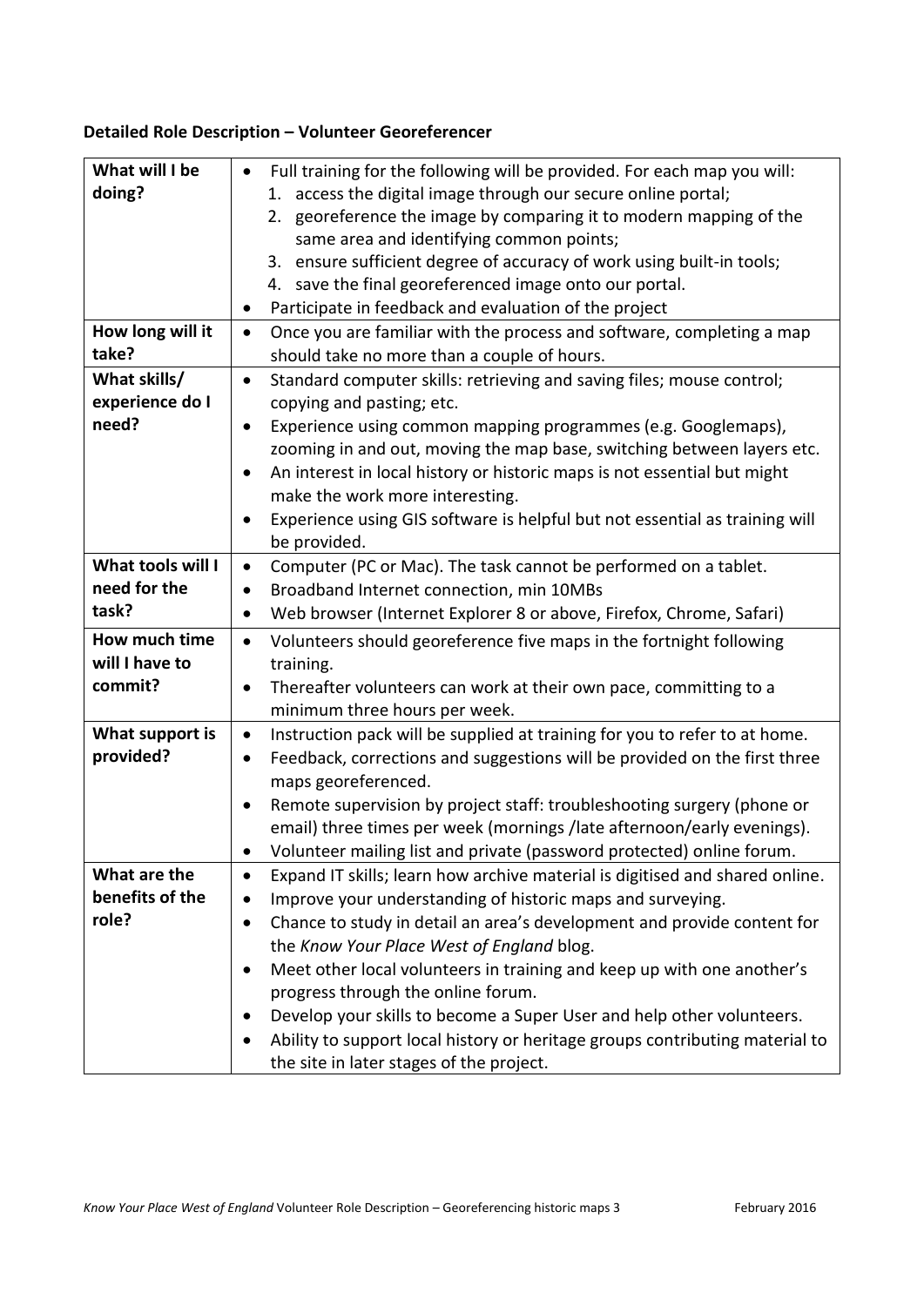**Detailed Role Description – Volunteer Georeferencer**

| | |
|---|---|
| **What will I be doing?** | • Full training for the following will be provided. For each map you will:<br>1. access the digital image through our secure online portal;<br>2. georeference the image by comparing it to modern mapping of the same area and identifying common points;<br>3. ensure sufficient degree of accuracy of work using built-in tools;<br>4. save the final georeferenced image onto our portal.<br>• Participate in feedback and evaluation of the project |
| **How long will it take?** | • Once you are familiar with the process and software, completing a map should take no more than a couple of hours. |
| **What skills/ experience do I need?** | • Standard computer skills: retrieving and saving files; mouse control; copying and pasting; etc.<br>• Experience using common mapping programmes (e.g. Googlemaps), zooming in and out, moving the map base, switching between layers etc.<br>• An interest in local history or historic maps is not essential but might make the work more interesting.<br>• Experience using GIS software is helpful but not essential as training will be provided. |
| **What tools will I need for the task?** | • Computer (PC or Mac). The task cannot be performed on a tablet.<br>• Broadband Internet connection, min 10MBs<br>• Web browser (Internet Explorer 8 or above, Firefox, Chrome, Safari) |
| **How much time will I have to commit?** | • Volunteers should georeference five maps in the fortnight following training.<br>• Thereafter volunteers can work at their own pace, committing to a minimum three hours per week. |
| **What support is provided?** | • Instruction pack will be supplied at training for you to refer to at home.<br>• Feedback, corrections and suggestions will be provided on the first three maps georeferenced.<br>• Remote supervision by project staff: troubleshooting surgery (phone or email) three times per week (mornings /late afternoon/early evenings).<br>• Volunteer mailing list and private (password protected) online forum. |
| **What are the benefits of the role?** | • Expand IT skills; learn how archive material is digitised and shared online.<br>• Improve your understanding of historic maps and surveying.<br>• Chance to study in detail an area's development and provide content for the *Know Your Place West of England* blog.<br>• Meet other local volunteers in training and keep up with one another's progress through the online forum.<br>• Develop your skills to become a Super User and help other volunteers.<br>• Ability to support local history or heritage groups contributing material to the site in later stages of the project. |